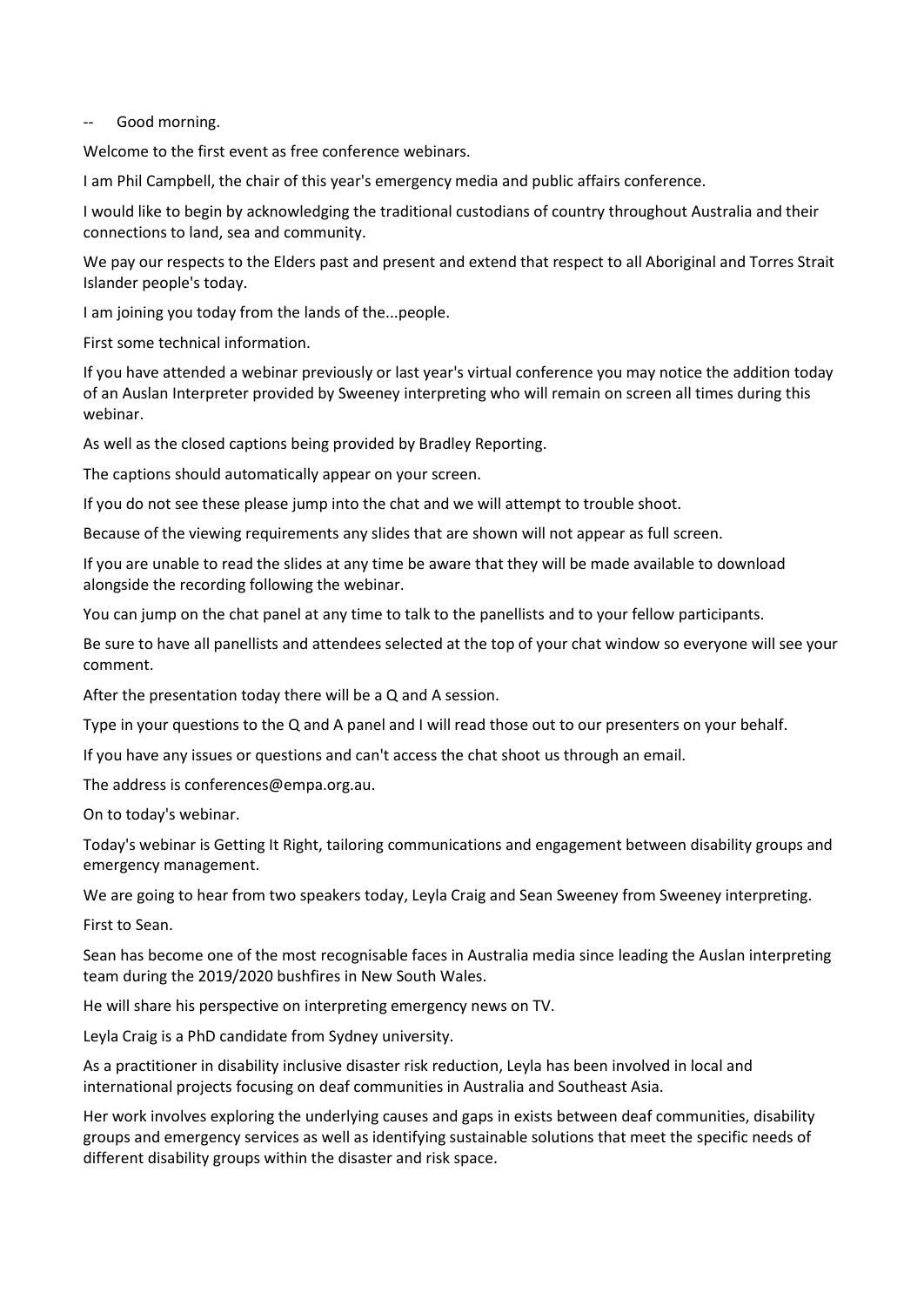-- Good morning.

Welcome to the first event as free conference webinars.

I am Phil Campbell, the chair of this year's emergency media and public affairs conference.

I would like to begin by acknowledging the traditional custodians of country throughout Australia and their connections to land, sea and community.

We pay our respects to the Elders past and present and extend that respect to all Aboriginal and Torres Strait Islander people's today.

I am joining you today from the lands of the...people.

First some technical information.

If you have attended a webinar previously or last year's virtual conference you may notice the addition today of an Auslan Interpreter provided by Sweeney interpreting who will remain on screen all times during this webinar.

As well as the closed captions being provided by Bradley Reporting.

The captions should automatically appear on your screen.

If you do not see these please jump into the chat and we will attempt to trouble shoot.

Because of the viewing requirements any slides that are shown will not appear as full screen.

If you are unable to read the slides at any time be aware that they will be made available to download alongside the recording following the webinar.

You can jump on the chat panel at any time to talk to the panellists and to your fellow participants.

Be sure to have all panellists and attendees selected at the top of your chat window so everyone will see your comment.

After the presentation today there will be a Q and A session.

Type in your questions to the Q and A panel and I will read those out to our presenters on your behalf.

If you have any issues or questions and can't access the chat shoot us through an email.

The address is conferences@empa.org.au.

On to today's webinar.

Today's webinar is Getting It Right, tailoring communications and engagement between disability groups and emergency management.

We are going to hear from two speakers today, Leyla Craig and Sean Sweeney from Sweeney interpreting.

First to Sean.

Sean has become one of the most recognisable faces in Australia media since leading the Auslan interpreting team during the 2019/2020 bushfires in New South Wales.

He will share his perspective on interpreting emergency news on TV.

Leyla Craig is a PhD candidate from Sydney university.

As a practitioner in disability inclusive disaster risk reduction, Leyla has been involved in local and international projects focusing on deaf communities in Australia and Southeast Asia.

Her work involves exploring the underlying causes and gaps in exists between deaf communities, disability groups and emergency services as well as identifying sustainable solutions that meet the specific needs of different disability groups within the disaster and risk space.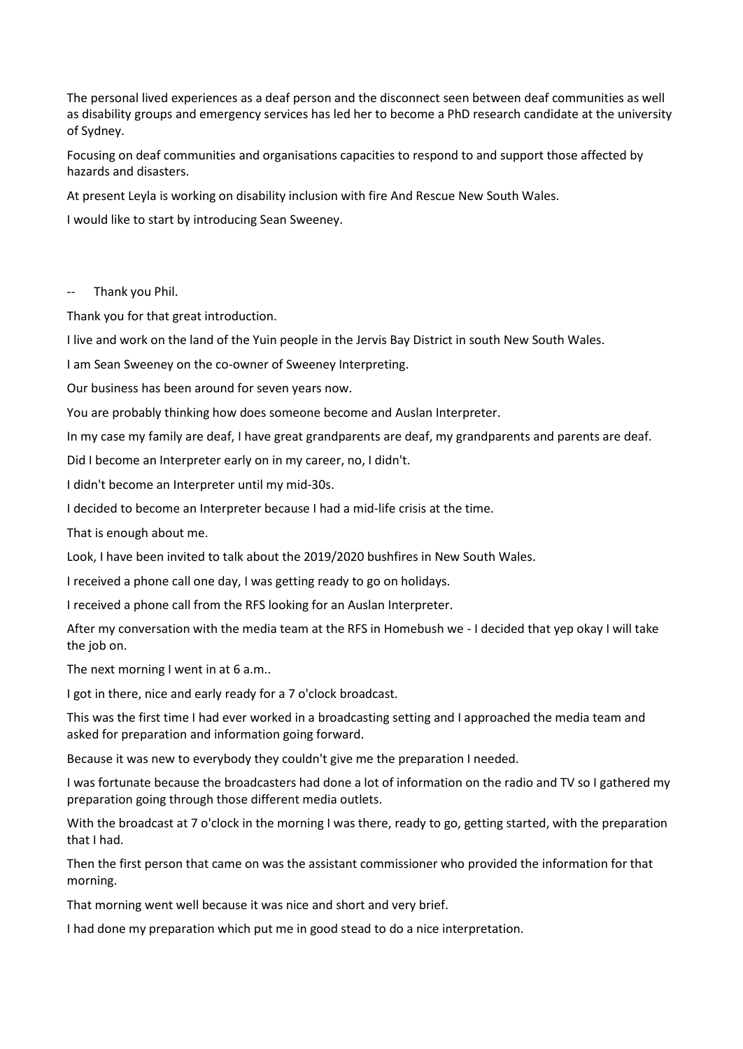The personal lived experiences as a deaf person and the disconnect seen between deaf communities as well as disability groups and emergency services has led her to become a PhD research candidate at the university of Sydney.

Focusing on deaf communities and organisations capacities to respond to and support those affected by hazards and disasters.

At present Leyla is working on disability inclusion with fire And Rescue New South Wales.

I would like to start by introducing Sean Sweeney.

-- Thank you Phil.

Thank you for that great introduction.

I live and work on the land of the Yuin people in the Jervis Bay District in south New South Wales.

I am Sean Sweeney on the co-owner of Sweeney Interpreting.

Our business has been around for seven years now.

You are probably thinking how does someone become and Auslan Interpreter.

In my case my family are deaf, I have great grandparents are deaf, my grandparents and parents are deaf.

Did I become an Interpreter early on in my career, no, I didn't.

I didn't become an Interpreter until my mid-30s.

I decided to become an Interpreter because I had a mid-life crisis at the time.

That is enough about me.

Look, I have been invited to talk about the 2019/2020 bushfires in New South Wales.

I received a phone call one day, I was getting ready to go on holidays.

I received a phone call from the RFS looking for an Auslan Interpreter.

After my conversation with the media team at the RFS in Homebush we - I decided that yep okay I will take the job on.

The next morning I went in at 6 a.m..

I got in there, nice and early ready for a 7 o'clock broadcast.

This was the first time I had ever worked in a broadcasting setting and I approached the media team and asked for preparation and information going forward.

Because it was new to everybody they couldn't give me the preparation I needed.

I was fortunate because the broadcasters had done a lot of information on the radio and TV so I gathered my preparation going through those different media outlets.

With the broadcast at 7 o'clock in the morning I was there, ready to go, getting started, with the preparation that I had.

Then the first person that came on was the assistant commissioner who provided the information for that morning.

That morning went well because it was nice and short and very brief.

I had done my preparation which put me in good stead to do a nice interpretation.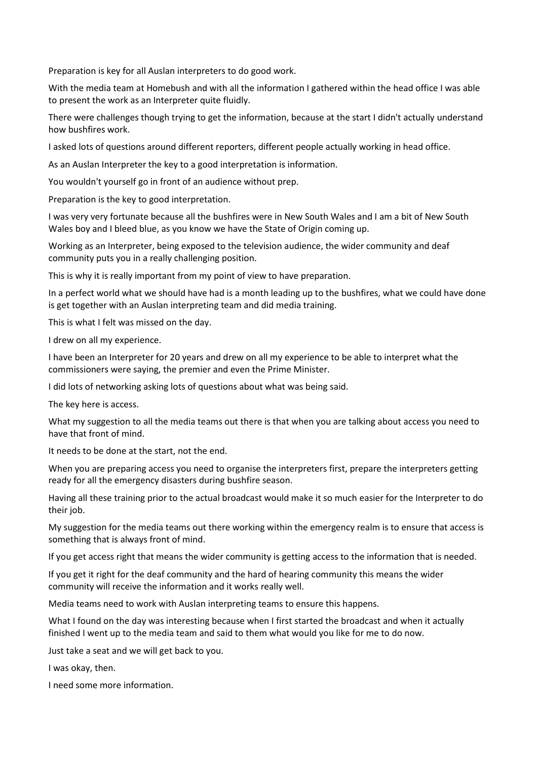Preparation is key for all Auslan interpreters to do good work.

With the media team at Homebush and with all the information I gathered within the head office I was able to present the work as an Interpreter quite fluidly.

There were challenges though trying to get the information, because at the start I didn't actually understand how bushfires work.

I asked lots of questions around different reporters, different people actually working in head office.

As an Auslan Interpreter the key to a good interpretation is information.

You wouldn't yourself go in front of an audience without prep.

Preparation is the key to good interpretation.

I was very very fortunate because all the bushfires were in New South Wales and I am a bit of New South Wales boy and I bleed blue, as you know we have the State of Origin coming up.

Working as an Interpreter, being exposed to the television audience, the wider community and deaf community puts you in a really challenging position.

This is why it is really important from my point of view to have preparation.

In a perfect world what we should have had is a month leading up to the bushfires, what we could have done is get together with an Auslan interpreting team and did media training.

This is what I felt was missed on the day.

I drew on all my experience.

I have been an Interpreter for 20 years and drew on all my experience to be able to interpret what the commissioners were saying, the premier and even the Prime Minister.

I did lots of networking asking lots of questions about what was being said.

The key here is access.

What my suggestion to all the media teams out there is that when you are talking about access you need to have that front of mind.

It needs to be done at the start, not the end.

When you are preparing access you need to organise the interpreters first, prepare the interpreters getting ready for all the emergency disasters during bushfire season.

Having all these training prior to the actual broadcast would make it so much easier for the Interpreter to do their job.

My suggestion for the media teams out there working within the emergency realm is to ensure that access is something that is always front of mind.

If you get access right that means the wider community is getting access to the information that is needed.

If you get it right for the deaf community and the hard of hearing community this means the wider community will receive the information and it works really well.

Media teams need to work with Auslan interpreting teams to ensure this happens.

What I found on the day was interesting because when I first started the broadcast and when it actually finished I went up to the media team and said to them what would you like for me to do now.

Just take a seat and we will get back to you.

I was okay, then.

I need some more information.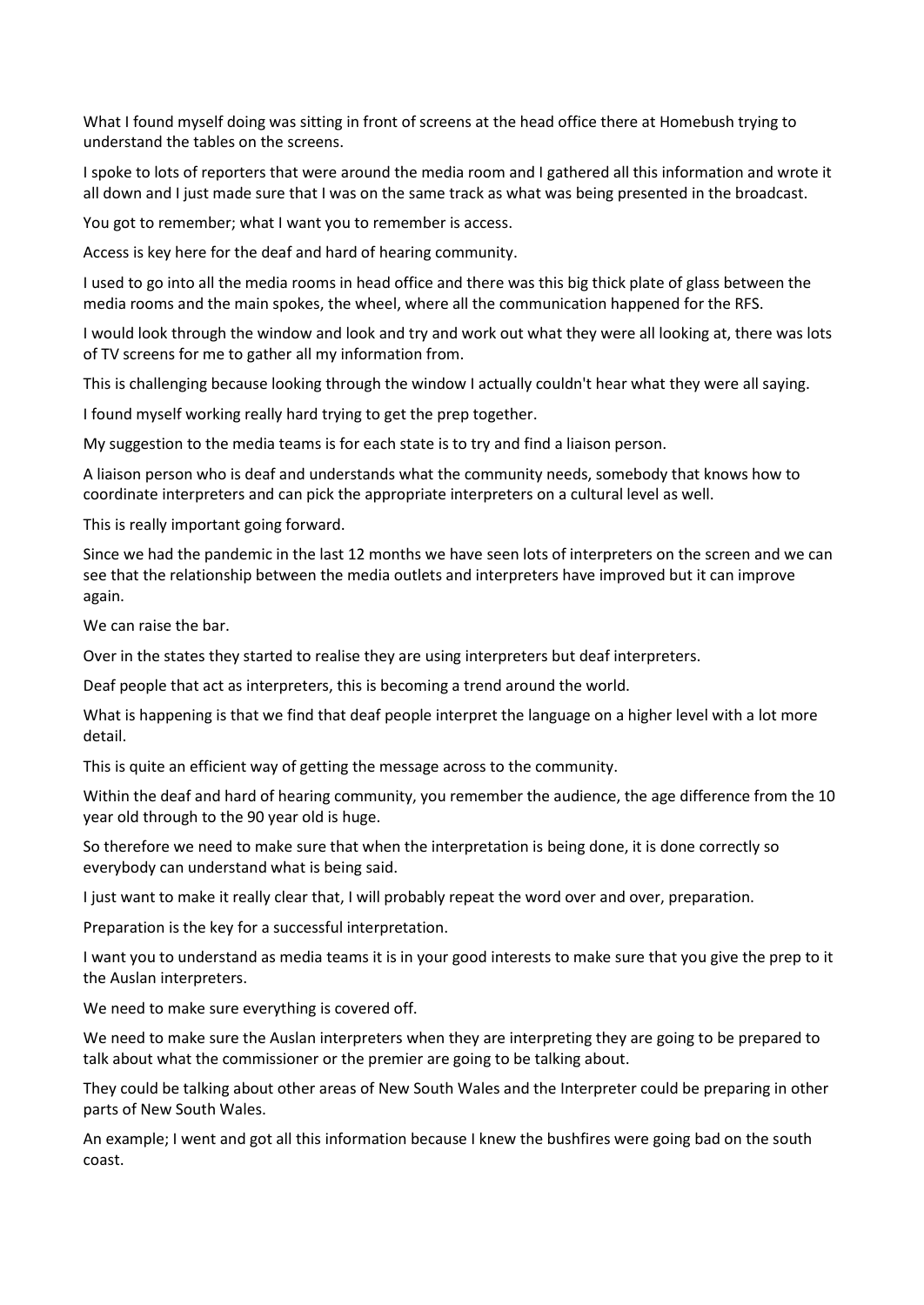What I found myself doing was sitting in front of screens at the head office there at Homebush trying to understand the tables on the screens.

I spoke to lots of reporters that were around the media room and I gathered all this information and wrote it all down and I just made sure that I was on the same track as what was being presented in the broadcast.

You got to remember; what I want you to remember is access.

Access is key here for the deaf and hard of hearing community.

I used to go into all the media rooms in head office and there was this big thick plate of glass between the media rooms and the main spokes, the wheel, where all the communication happened for the RFS.

I would look through the window and look and try and work out what they were all looking at, there was lots of TV screens for me to gather all my information from.

This is challenging because looking through the window I actually couldn't hear what they were all saying.

I found myself working really hard trying to get the prep together.

My suggestion to the media teams is for each state is to try and find a liaison person.

A liaison person who is deaf and understands what the community needs, somebody that knows how to coordinate interpreters and can pick the appropriate interpreters on a cultural level as well.

This is really important going forward.

Since we had the pandemic in the last 12 months we have seen lots of interpreters on the screen and we can see that the relationship between the media outlets and interpreters have improved but it can improve again.

We can raise the bar.

Over in the states they started to realise they are using interpreters but deaf interpreters.

Deaf people that act as interpreters, this is becoming a trend around the world.

What is happening is that we find that deaf people interpret the language on a higher level with a lot more detail.

This is quite an efficient way of getting the message across to the community.

Within the deaf and hard of hearing community, you remember the audience, the age difference from the 10 year old through to the 90 year old is huge.

So therefore we need to make sure that when the interpretation is being done, it is done correctly so everybody can understand what is being said.

I just want to make it really clear that, I will probably repeat the word over and over, preparation.

Preparation is the key for a successful interpretation.

I want you to understand as media teams it is in your good interests to make sure that you give the prep to it the Auslan interpreters.

We need to make sure everything is covered off.

We need to make sure the Auslan interpreters when they are interpreting they are going to be prepared to talk about what the commissioner or the premier are going to be talking about.

They could be talking about other areas of New South Wales and the Interpreter could be preparing in other parts of New South Wales.

An example; I went and got all this information because I knew the bushfires were going bad on the south coast.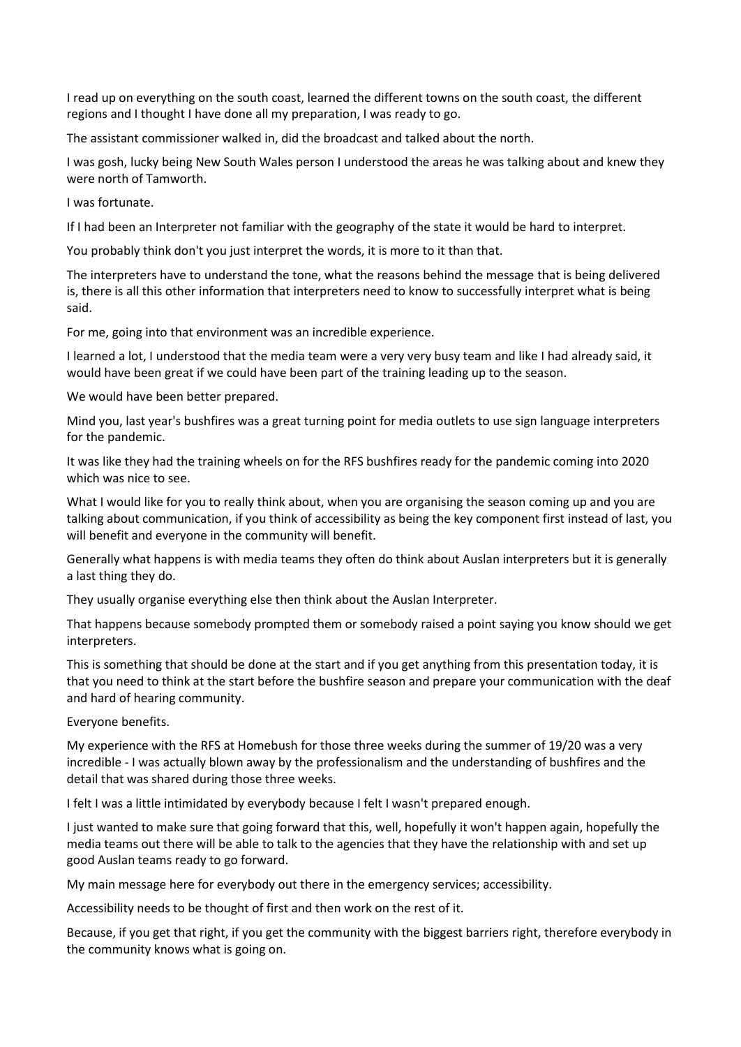I read up on everything on the south coast, learned the different towns on the south coast, the different regions and I thought I have done all my preparation, I was ready to go.

The assistant commissioner walked in, did the broadcast and talked about the north.

I was gosh, lucky being New South Wales person I understood the areas he was talking about and knew they were north of Tamworth.

I was fortunate.

If I had been an Interpreter not familiar with the geography of the state it would be hard to interpret.

You probably think don't you just interpret the words, it is more to it than that.

The interpreters have to understand the tone, what the reasons behind the message that is being delivered is, there is all this other information that interpreters need to know to successfully interpret what is being said.

For me, going into that environment was an incredible experience.

I learned a lot, I understood that the media team were a very very busy team and like I had already said, it would have been great if we could have been part of the training leading up to the season.

We would have been better prepared.

Mind you, last year's bushfires was a great turning point for media outlets to use sign language interpreters for the pandemic.

It was like they had the training wheels on for the RFS bushfires ready for the pandemic coming into 2020 which was nice to see.

What I would like for you to really think about, when you are organising the season coming up and you are talking about communication, if you think of accessibility as being the key component first instead of last, you will benefit and everyone in the community will benefit.

Generally what happens is with media teams they often do think about Auslan interpreters but it is generally a last thing they do.

They usually organise everything else then think about the Auslan Interpreter.

That happens because somebody prompted them or somebody raised a point saying you know should we get interpreters.

This is something that should be done at the start and if you get anything from this presentation today, it is that you need to think at the start before the bushfire season and prepare your communication with the deaf and hard of hearing community.

Everyone benefits.

My experience with the RFS at Homebush for those three weeks during the summer of 19/20 was a very incredible - I was actually blown away by the professionalism and the understanding of bushfires and the detail that was shared during those three weeks.

I felt I was a little intimidated by everybody because I felt I wasn't prepared enough.

I just wanted to make sure that going forward that this, well, hopefully it won't happen again, hopefully the media teams out there will be able to talk to the agencies that they have the relationship with and set up good Auslan teams ready to go forward.

My main message here for everybody out there in the emergency services; accessibility.

Accessibility needs to be thought of first and then work on the rest of it.

Because, if you get that right, if you get the community with the biggest barriers right, therefore everybody in the community knows what is going on.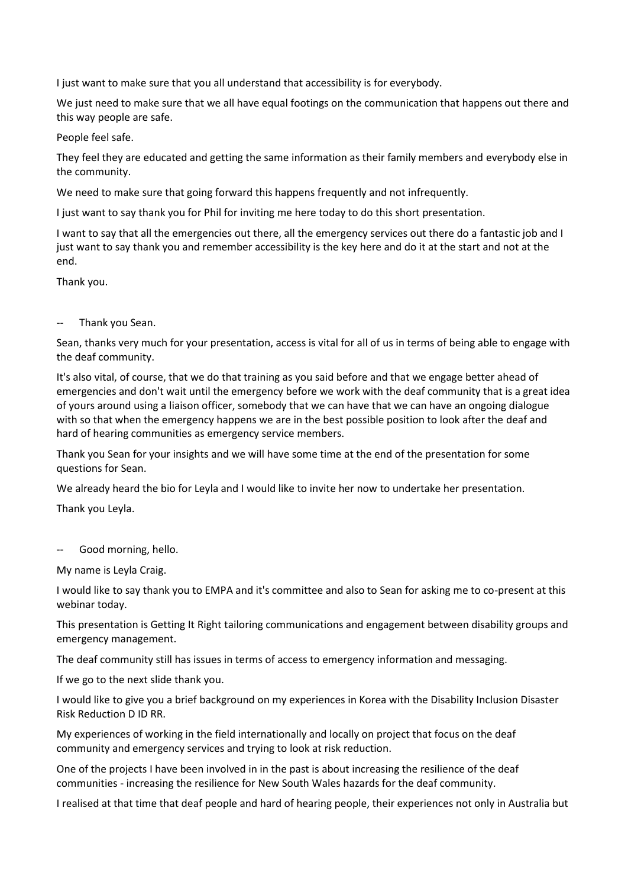I just want to make sure that you all understand that accessibility is for everybody.

We just need to make sure that we all have equal footings on the communication that happens out there and this way people are safe.

People feel safe.

They feel they are educated and getting the same information as their family members and everybody else in the community.

We need to make sure that going forward this happens frequently and not infrequently.

I just want to say thank you for Phil for inviting me here today to do this short presentation.

I want to say that all the emergencies out there, all the emergency services out there do a fantastic job and I just want to say thank you and remember accessibility is the key here and do it at the start and not at the end.

Thank you.

-- Thank you Sean.

Sean, thanks very much for your presentation, access is vital for all of us in terms of being able to engage with the deaf community.

It's also vital, of course, that we do that training as you said before and that we engage better ahead of emergencies and don't wait until the emergency before we work with the deaf community that is a great idea of yours around using a liaison officer, somebody that we can have that we can have an ongoing dialogue with so that when the emergency happens we are in the best possible position to look after the deaf and hard of hearing communities as emergency service members.

Thank you Sean for your insights and we will have some time at the end of the presentation for some questions for Sean.

We already heard the bio for Leyla and I would like to invite her now to undertake her presentation.

Thank you Leyla.

-- Good morning, hello.

My name is Leyla Craig.

I would like to say thank you to EMPA and it's committee and also to Sean for asking me to co-present at this webinar today.

This presentation is Getting It Right tailoring communications and engagement between disability groups and emergency management.

The deaf community still has issues in terms of access to emergency information and messaging.

If we go to the next slide thank you.

I would like to give you a brief background on my experiences in Korea with the Disability Inclusion Disaster Risk Reduction D ID RR.

My experiences of working in the field internationally and locally on project that focus on the deaf community and emergency services and trying to look at risk reduction.

One of the projects I have been involved in in the past is about increasing the resilience of the deaf communities - increasing the resilience for New South Wales hazards for the deaf community.

I realised at that time that deaf people and hard of hearing people, their experiences not only in Australia but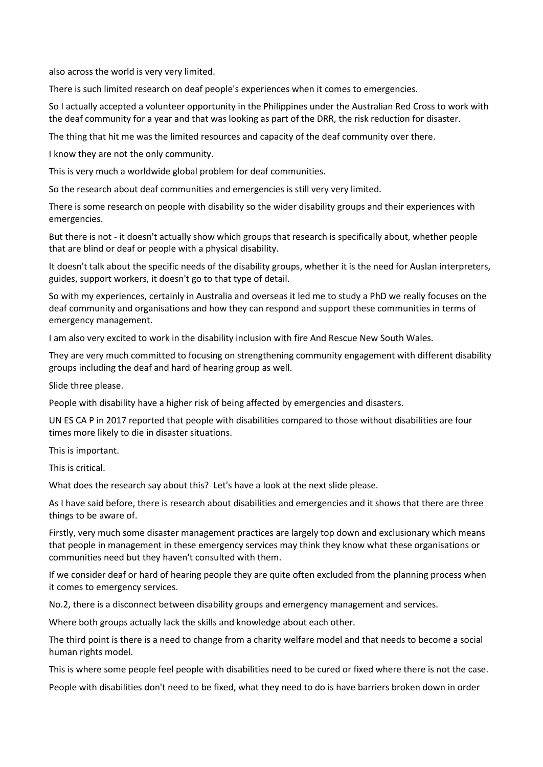also across the world is very very limited.

There is such limited research on deaf people's experiences when it comes to emergencies.

So I actually accepted a volunteer opportunity in the Philippines under the Australian Red Cross to work with the deaf community for a year and that was looking as part of the DRR, the risk reduction for disaster.

The thing that hit me was the limited resources and capacity of the deaf community over there.

I know they are not the only community.

This is very much a worldwide global problem for deaf communities.

So the research about deaf communities and emergencies is still very very limited.

There is some research on people with disability so the wider disability groups and their experiences with emergencies.

But there is not - it doesn't actually show which groups that research is specifically about, whether people that are blind or deaf or people with a physical disability.

It doesn't talk about the specific needs of the disability groups, whether it is the need for Auslan interpreters, guides, support workers, it doesn't go to that type of detail.

So with my experiences, certainly in Australia and overseas it led me to study a PhD we really focuses on the deaf community and organisations and how they can respond and support these communities in terms of emergency management.

I am also very excited to work in the disability inclusion with fire And Rescue New South Wales.

They are very much committed to focusing on strengthening community engagement with different disability groups including the deaf and hard of hearing group as well.

Slide three please.

People with disability have a higher risk of being affected by emergencies and disasters.

UN ES CA P in 2017 reported that people with disabilities compared to those without disabilities are four times more likely to die in disaster situations.

This is important.

This is critical.

What does the research say about this? Let's have a look at the next slide please.

As I have said before, there is research about disabilities and emergencies and it shows that there are three things to be aware of.

Firstly, very much some disaster management practices are largely top down and exclusionary which means that people in management in these emergency services may think they know what these organisations or communities need but they haven't consulted with them.

If we consider deaf or hard of hearing people they are quite often excluded from the planning process when it comes to emergency services.

No.2, there is a disconnect between disability groups and emergency management and services.

Where both groups actually lack the skills and knowledge about each other.

The third point is there is a need to change from a charity welfare model and that needs to become a social human rights model.

This is where some people feel people with disabilities need to be cured or fixed where there is not the case.

People with disabilities don't need to be fixed, what they need to do is have barriers broken down in order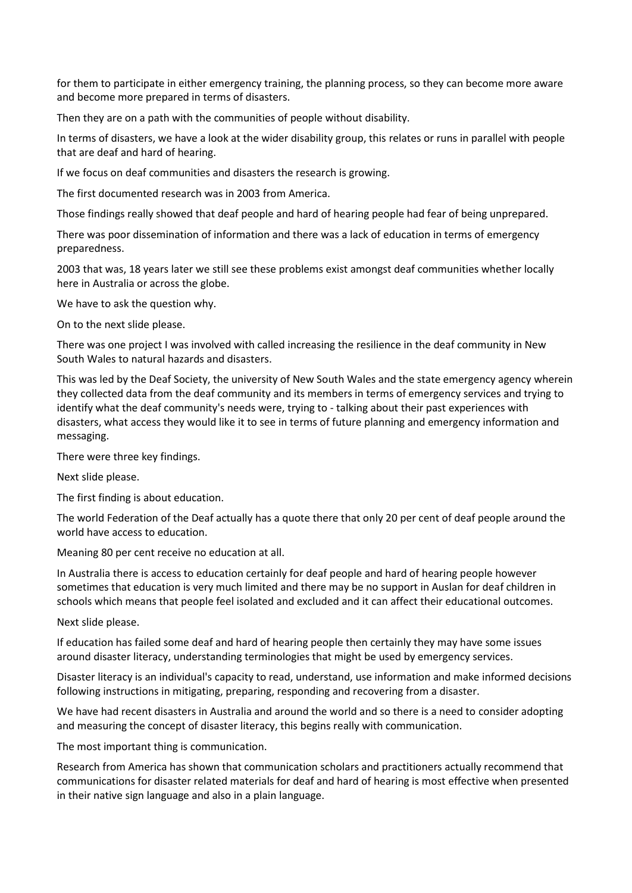for them to participate in either emergency training, the planning process, so they can become more aware and become more prepared in terms of disasters.

Then they are on a path with the communities of people without disability.

In terms of disasters, we have a look at the wider disability group, this relates or runs in parallel with people that are deaf and hard of hearing.

If we focus on deaf communities and disasters the research is growing.

The first documented research was in 2003 from America.

Those findings really showed that deaf people and hard of hearing people had fear of being unprepared.

There was poor dissemination of information and there was a lack of education in terms of emergency preparedness.

2003 that was, 18 years later we still see these problems exist amongst deaf communities whether locally here in Australia or across the globe.

We have to ask the question why.

On to the next slide please.

There was one project I was involved with called increasing the resilience in the deaf community in New South Wales to natural hazards and disasters.

This was led by the Deaf Society, the university of New South Wales and the state emergency agency wherein they collected data from the deaf community and its members in terms of emergency services and trying to identify what the deaf community's needs were, trying to - talking about their past experiences with disasters, what access they would like it to see in terms of future planning and emergency information and messaging.

There were three key findings.

Next slide please.

The first finding is about education.

The world Federation of the Deaf actually has a quote there that only 20 per cent of deaf people around the world have access to education.

Meaning 80 per cent receive no education at all.

In Australia there is access to education certainly for deaf people and hard of hearing people however sometimes that education is very much limited and there may be no support in Auslan for deaf children in schools which means that people feel isolated and excluded and it can affect their educational outcomes.

Next slide please.

If education has failed some deaf and hard of hearing people then certainly they may have some issues around disaster literacy, understanding terminologies that might be used by emergency services.

Disaster literacy is an individual's capacity to read, understand, use information and make informed decisions following instructions in mitigating, preparing, responding and recovering from a disaster.

We have had recent disasters in Australia and around the world and so there is a need to consider adopting and measuring the concept of disaster literacy, this begins really with communication.

The most important thing is communication.

Research from America has shown that communication scholars and practitioners actually recommend that communications for disaster related materials for deaf and hard of hearing is most effective when presented in their native sign language and also in a plain language.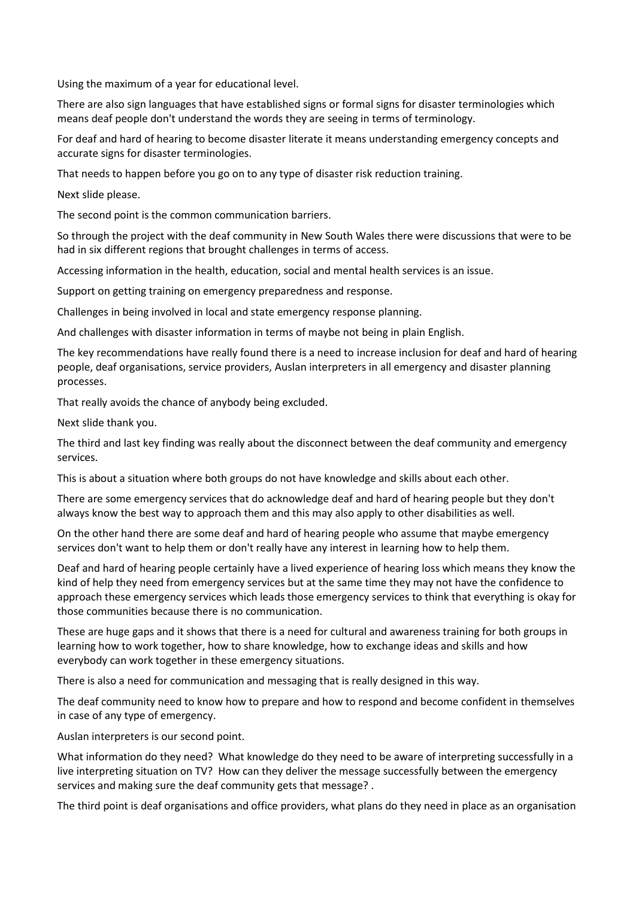Using the maximum of a year for educational level.

There are also sign languages that have established signs or formal signs for disaster terminologies which means deaf people don't understand the words they are seeing in terms of terminology.

For deaf and hard of hearing to become disaster literate it means understanding emergency concepts and accurate signs for disaster terminologies.

That needs to happen before you go on to any type of disaster risk reduction training.

Next slide please.

The second point is the common communication barriers.

So through the project with the deaf community in New South Wales there were discussions that were to be had in six different regions that brought challenges in terms of access.

Accessing information in the health, education, social and mental health services is an issue.

Support on getting training on emergency preparedness and response.

Challenges in being involved in local and state emergency response planning.

And challenges with disaster information in terms of maybe not being in plain English.

The key recommendations have really found there is a need to increase inclusion for deaf and hard of hearing people, deaf organisations, service providers, Auslan interpreters in all emergency and disaster planning processes.

That really avoids the chance of anybody being excluded.

Next slide thank you.

The third and last key finding was really about the disconnect between the deaf community and emergency services.

This is about a situation where both groups do not have knowledge and skills about each other.

There are some emergency services that do acknowledge deaf and hard of hearing people but they don't always know the best way to approach them and this may also apply to other disabilities as well.

On the other hand there are some deaf and hard of hearing people who assume that maybe emergency services don't want to help them or don't really have any interest in learning how to help them.

Deaf and hard of hearing people certainly have a lived experience of hearing loss which means they know the kind of help they need from emergency services but at the same time they may not have the confidence to approach these emergency services which leads those emergency services to think that everything is okay for those communities because there is no communication.

These are huge gaps and it shows that there is a need for cultural and awareness training for both groups in learning how to work together, how to share knowledge, how to exchange ideas and skills and how everybody can work together in these emergency situations.

There is also a need for communication and messaging that is really designed in this way.

The deaf community need to know how to prepare and how to respond and become confident in themselves in case of any type of emergency.

Auslan interpreters is our second point.

What information do they need? What knowledge do they need to be aware of interpreting successfully in a live interpreting situation on TV? How can they deliver the message successfully between the emergency services and making sure the deaf community gets that message? .

The third point is deaf organisations and office providers, what plans do they need in place as an organisation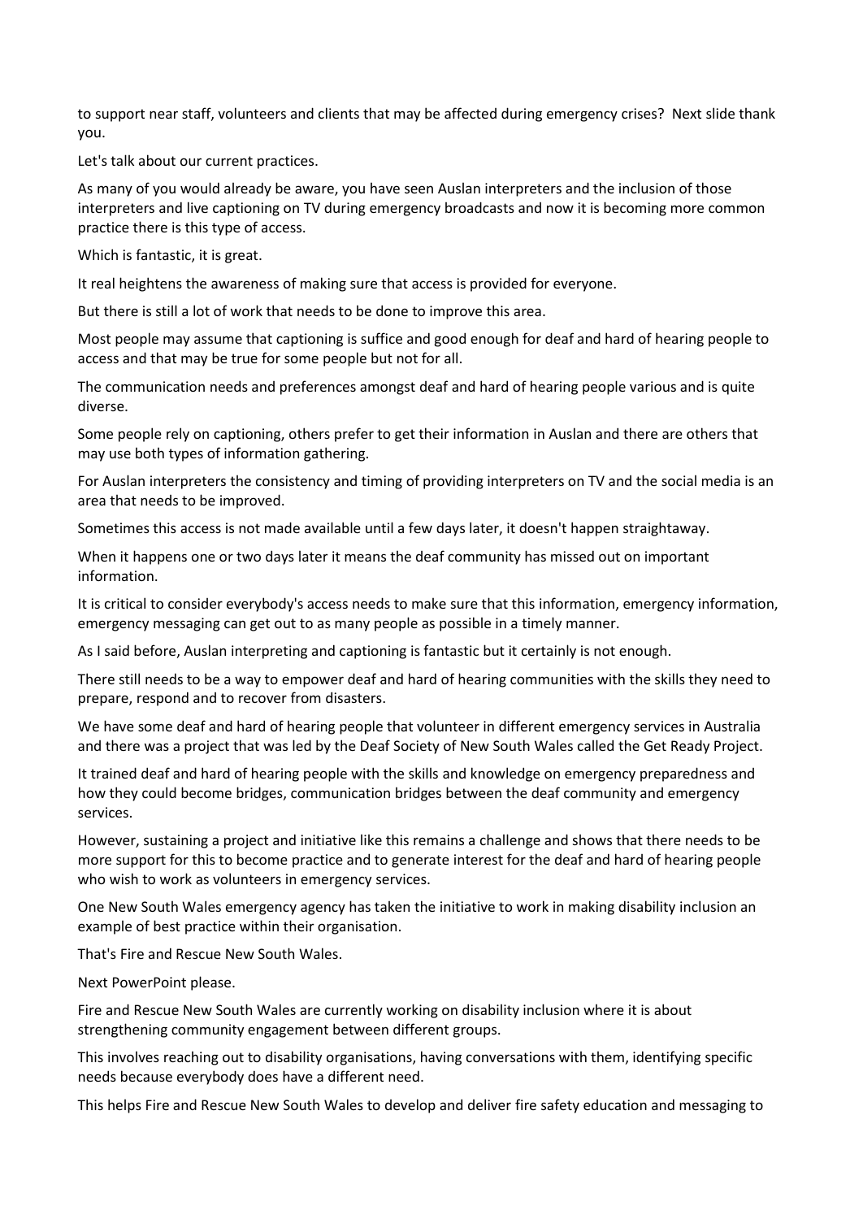to support near staff, volunteers and clients that may be affected during emergency crises? Next slide thank you.

Let's talk about our current practices.

As many of you would already be aware, you have seen Auslan interpreters and the inclusion of those interpreters and live captioning on TV during emergency broadcasts and now it is becoming more common practice there is this type of access.

Which is fantastic, it is great.

It real heightens the awareness of making sure that access is provided for everyone.

But there is still a lot of work that needs to be done to improve this area.

Most people may assume that captioning is suffice and good enough for deaf and hard of hearing people to access and that may be true for some people but not for all.

The communication needs and preferences amongst deaf and hard of hearing people various and is quite diverse.

Some people rely on captioning, others prefer to get their information in Auslan and there are others that may use both types of information gathering.

For Auslan interpreters the consistency and timing of providing interpreters on TV and the social media is an area that needs to be improved.

Sometimes this access is not made available until a few days later, it doesn't happen straightaway.

When it happens one or two days later it means the deaf community has missed out on important information.

It is critical to consider everybody's access needs to make sure that this information, emergency information, emergency messaging can get out to as many people as possible in a timely manner.

As I said before, Auslan interpreting and captioning is fantastic but it certainly is not enough.

There still needs to be a way to empower deaf and hard of hearing communities with the skills they need to prepare, respond and to recover from disasters.

We have some deaf and hard of hearing people that volunteer in different emergency services in Australia and there was a project that was led by the Deaf Society of New South Wales called the Get Ready Project.

It trained deaf and hard of hearing people with the skills and knowledge on emergency preparedness and how they could become bridges, communication bridges between the deaf community and emergency services.

However, sustaining a project and initiative like this remains a challenge and shows that there needs to be more support for this to become practice and to generate interest for the deaf and hard of hearing people who wish to work as volunteers in emergency services.

One New South Wales emergency agency has taken the initiative to work in making disability inclusion an example of best practice within their organisation.

That's Fire and Rescue New South Wales.

Next PowerPoint please.

Fire and Rescue New South Wales are currently working on disability inclusion where it is about strengthening community engagement between different groups.

This involves reaching out to disability organisations, having conversations with them, identifying specific needs because everybody does have a different need.

This helps Fire and Rescue New South Wales to develop and deliver fire safety education and messaging to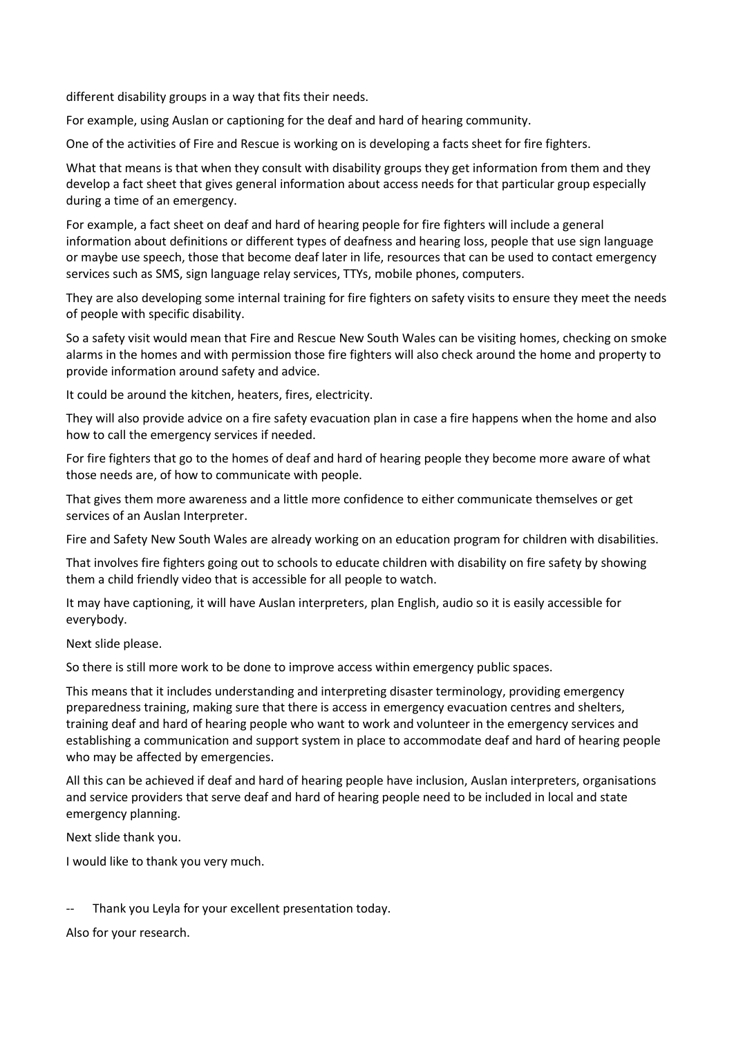different disability groups in a way that fits their needs.

For example, using Auslan or captioning for the deaf and hard of hearing community.

One of the activities of Fire and Rescue is working on is developing a facts sheet for fire fighters.

What that means is that when they consult with disability groups they get information from them and they develop a fact sheet that gives general information about access needs for that particular group especially during a time of an emergency.

For example, a fact sheet on deaf and hard of hearing people for fire fighters will include a general information about definitions or different types of deafness and hearing loss, people that use sign language or maybe use speech, those that become deaf later in life, resources that can be used to contact emergency services such as SMS, sign language relay services, TTYs, mobile phones, computers.

They are also developing some internal training for fire fighters on safety visits to ensure they meet the needs of people with specific disability.

So a safety visit would mean that Fire and Rescue New South Wales can be visiting homes, checking on smoke alarms in the homes and with permission those fire fighters will also check around the home and property to provide information around safety and advice.

It could be around the kitchen, heaters, fires, electricity.

They will also provide advice on a fire safety evacuation plan in case a fire happens when the home and also how to call the emergency services if needed.

For fire fighters that go to the homes of deaf and hard of hearing people they become more aware of what those needs are, of how to communicate with people.

That gives them more awareness and a little more confidence to either communicate themselves or get services of an Auslan Interpreter.

Fire and Safety New South Wales are already working on an education program for children with disabilities.

That involves fire fighters going out to schools to educate children with disability on fire safety by showing them a child friendly video that is accessible for all people to watch.

It may have captioning, it will have Auslan interpreters, plan English, audio so it is easily accessible for everybody.

Next slide please.

So there is still more work to be done to improve access within emergency public spaces.

This means that it includes understanding and interpreting disaster terminology, providing emergency preparedness training, making sure that there is access in emergency evacuation centres and shelters, training deaf and hard of hearing people who want to work and volunteer in the emergency services and establishing a communication and support system in place to accommodate deaf and hard of hearing people who may be affected by emergencies.

All this can be achieved if deaf and hard of hearing people have inclusion, Auslan interpreters, organisations and service providers that serve deaf and hard of hearing people need to be included in local and state emergency planning.

Next slide thank you.

I would like to thank you very much.

-- Thank you Leyla for your excellent presentation today.

Also for your research.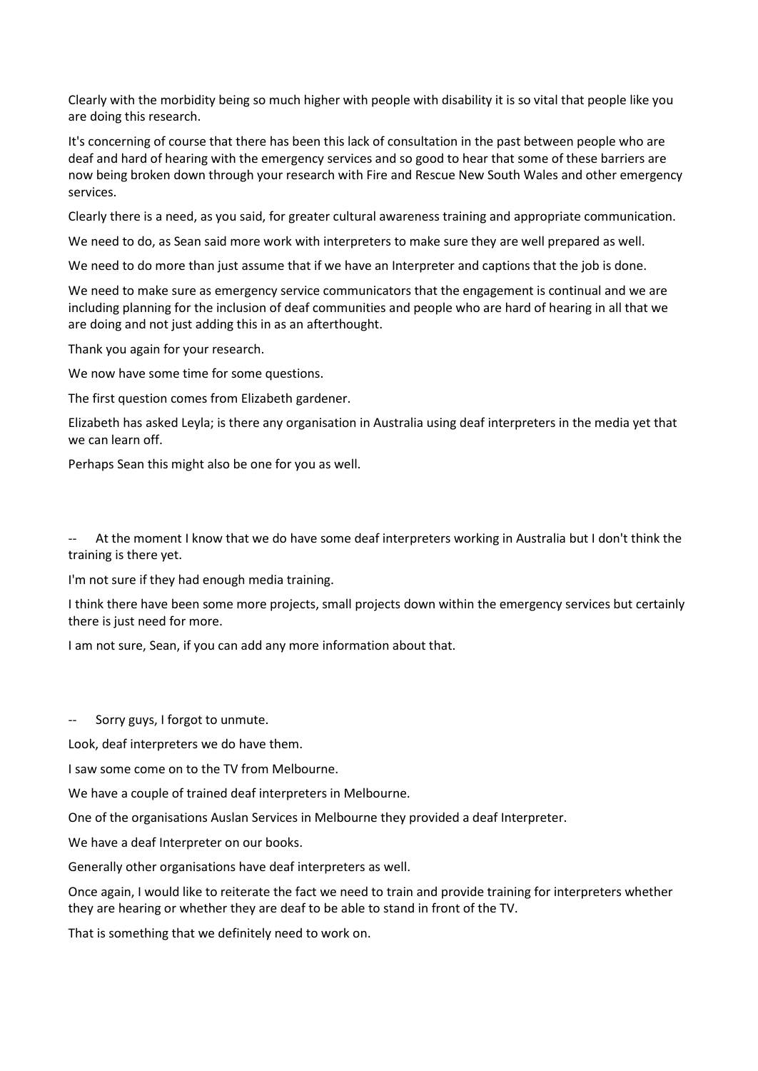Clearly with the morbidity being so much higher with people with disability it is so vital that people like you are doing this research.

It's concerning of course that there has been this lack of consultation in the past between people who are deaf and hard of hearing with the emergency services and so good to hear that some of these barriers are now being broken down through your research with Fire and Rescue New South Wales and other emergency services.

Clearly there is a need, as you said, for greater cultural awareness training and appropriate communication.

We need to do, as Sean said more work with interpreters to make sure they are well prepared as well.

We need to do more than just assume that if we have an Interpreter and captions that the job is done.

We need to make sure as emergency service communicators that the engagement is continual and we are including planning for the inclusion of deaf communities and people who are hard of hearing in all that we are doing and not just adding this in as an afterthought.

Thank you again for your research.

We now have some time for some questions.

The first question comes from Elizabeth gardener.

Elizabeth has asked Leyla; is there any organisation in Australia using deaf interpreters in the media yet that we can learn off.

Perhaps Sean this might also be one for you as well.

-- At the moment I know that we do have some deaf interpreters working in Australia but I don't think the training is there yet.

I'm not sure if they had enough media training.

I think there have been some more projects, small projects down within the emergency services but certainly there is just need for more.

I am not sure, Sean, if you can add any more information about that.

-- Sorry guys, I forgot to unmute.

Look, deaf interpreters we do have them.

I saw some come on to the TV from Melbourne.

We have a couple of trained deaf interpreters in Melbourne.

One of the organisations Auslan Services in Melbourne they provided a deaf Interpreter.

We have a deaf Interpreter on our books.

Generally other organisations have deaf interpreters as well.

Once again, I would like to reiterate the fact we need to train and provide training for interpreters whether they are hearing or whether they are deaf to be able to stand in front of the TV.

That is something that we definitely need to work on.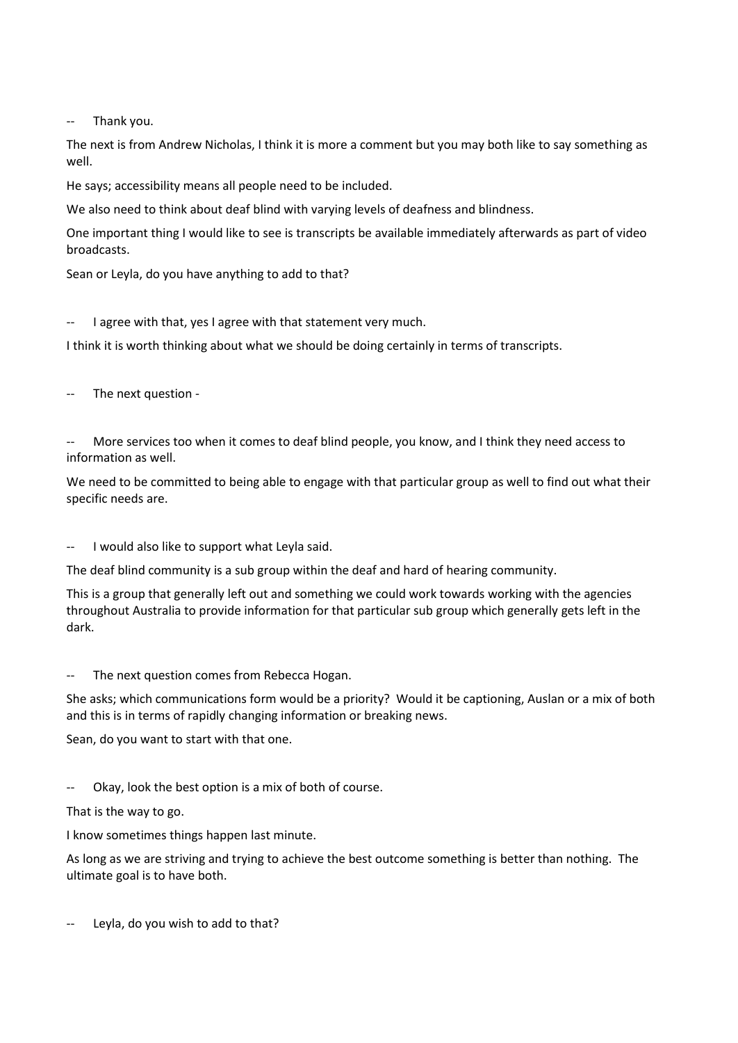-- Thank you.

The next is from Andrew Nicholas, I think it is more a comment but you may both like to say something as well.

He says; accessibility means all people need to be included.

We also need to think about deaf blind with varying levels of deafness and blindness.

One important thing I would like to see is transcripts be available immediately afterwards as part of video broadcasts.

Sean or Leyla, do you have anything to add to that?

-- I agree with that, yes I agree with that statement very much.

I think it is worth thinking about what we should be doing certainly in terms of transcripts.

-- The next question -

-- More services too when it comes to deaf blind people, you know, and I think they need access to information as well.

We need to be committed to being able to engage with that particular group as well to find out what their specific needs are.

-- I would also like to support what Leyla said.

The deaf blind community is a sub group within the deaf and hard of hearing community.

This is a group that generally left out and something we could work towards working with the agencies throughout Australia to provide information for that particular sub group which generally gets left in the dark.

-- The next question comes from Rebecca Hogan.

She asks; which communications form would be a priority? Would it be captioning, Auslan or a mix of both and this is in terms of rapidly changing information or breaking news.

Sean, do you want to start with that one.

-- Okay, look the best option is a mix of both of course.

That is the way to go.

I know sometimes things happen last minute.

As long as we are striving and trying to achieve the best outcome something is better than nothing. The ultimate goal is to have both.

-- Leyla, do you wish to add to that?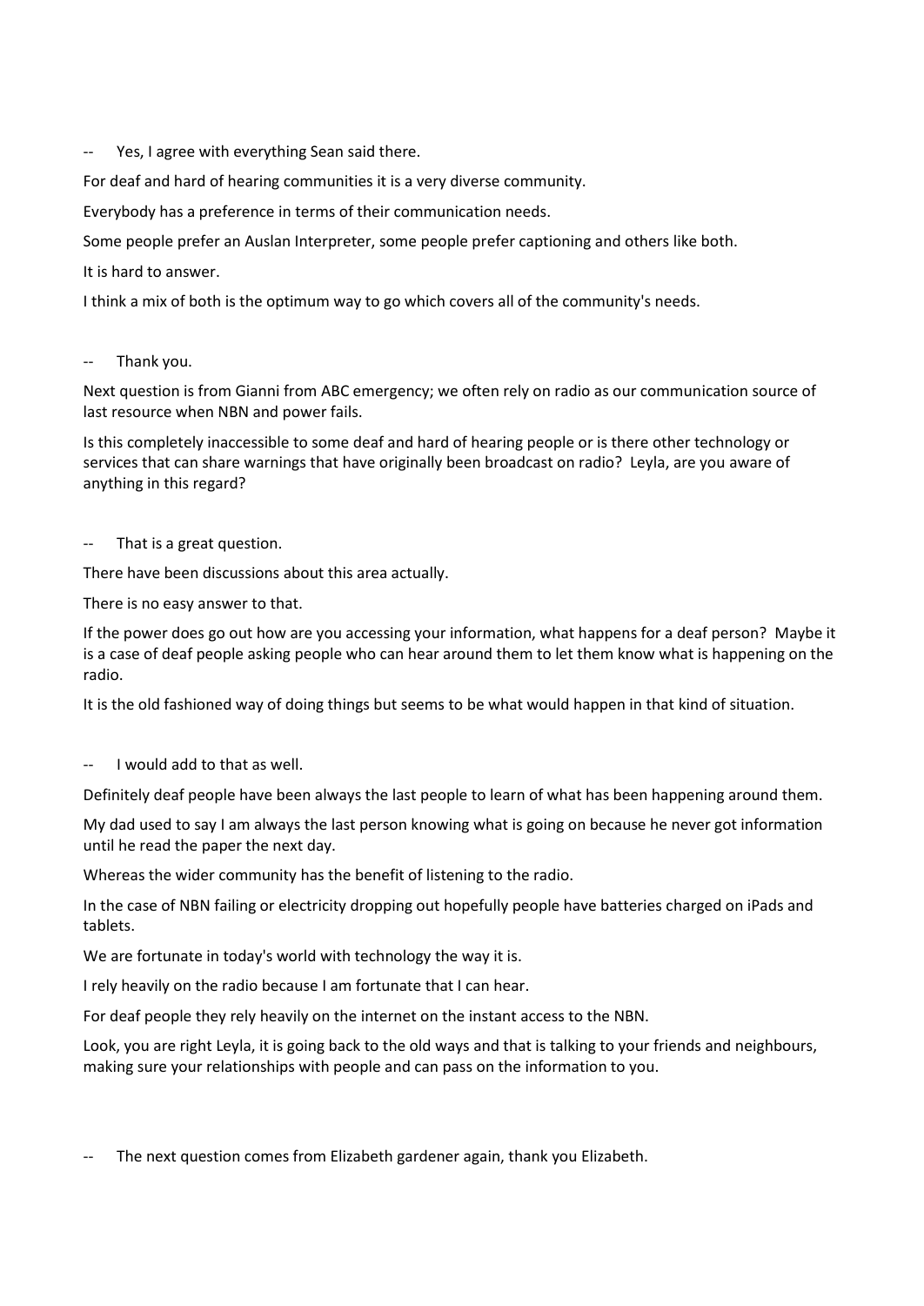-- Yes, I agree with everything Sean said there.

For deaf and hard of hearing communities it is a very diverse community.

Everybody has a preference in terms of their communication needs.

Some people prefer an Auslan Interpreter, some people prefer captioning and others like both.

It is hard to answer.

I think a mix of both is the optimum way to go which covers all of the community's needs.

-- Thank you.

Next question is from Gianni from ABC emergency; we often rely on radio as our communication source of last resource when NBN and power fails.

Is this completely inaccessible to some deaf and hard of hearing people or is there other technology or services that can share warnings that have originally been broadcast on radio? Leyla, are you aware of anything in this regard?

-- That is a great question.

There have been discussions about this area actually.

There is no easy answer to that.

If the power does go out how are you accessing your information, what happens for a deaf person? Maybe it is a case of deaf people asking people who can hear around them to let them know what is happening on the radio.

It is the old fashioned way of doing things but seems to be what would happen in that kind of situation.

-- I would add to that as well.

Definitely deaf people have been always the last people to learn of what has been happening around them.

My dad used to say I am always the last person knowing what is going on because he never got information until he read the paper the next day.

Whereas the wider community has the benefit of listening to the radio.

In the case of NBN failing or electricity dropping out hopefully people have batteries charged on iPads and tablets.

We are fortunate in today's world with technology the way it is.

I rely heavily on the radio because I am fortunate that I can hear.

For deaf people they rely heavily on the internet on the instant access to the NBN.

Look, you are right Leyla, it is going back to the old ways and that is talking to your friends and neighbours, making sure your relationships with people and can pass on the information to you.

-- The next question comes from Elizabeth gardener again, thank you Elizabeth.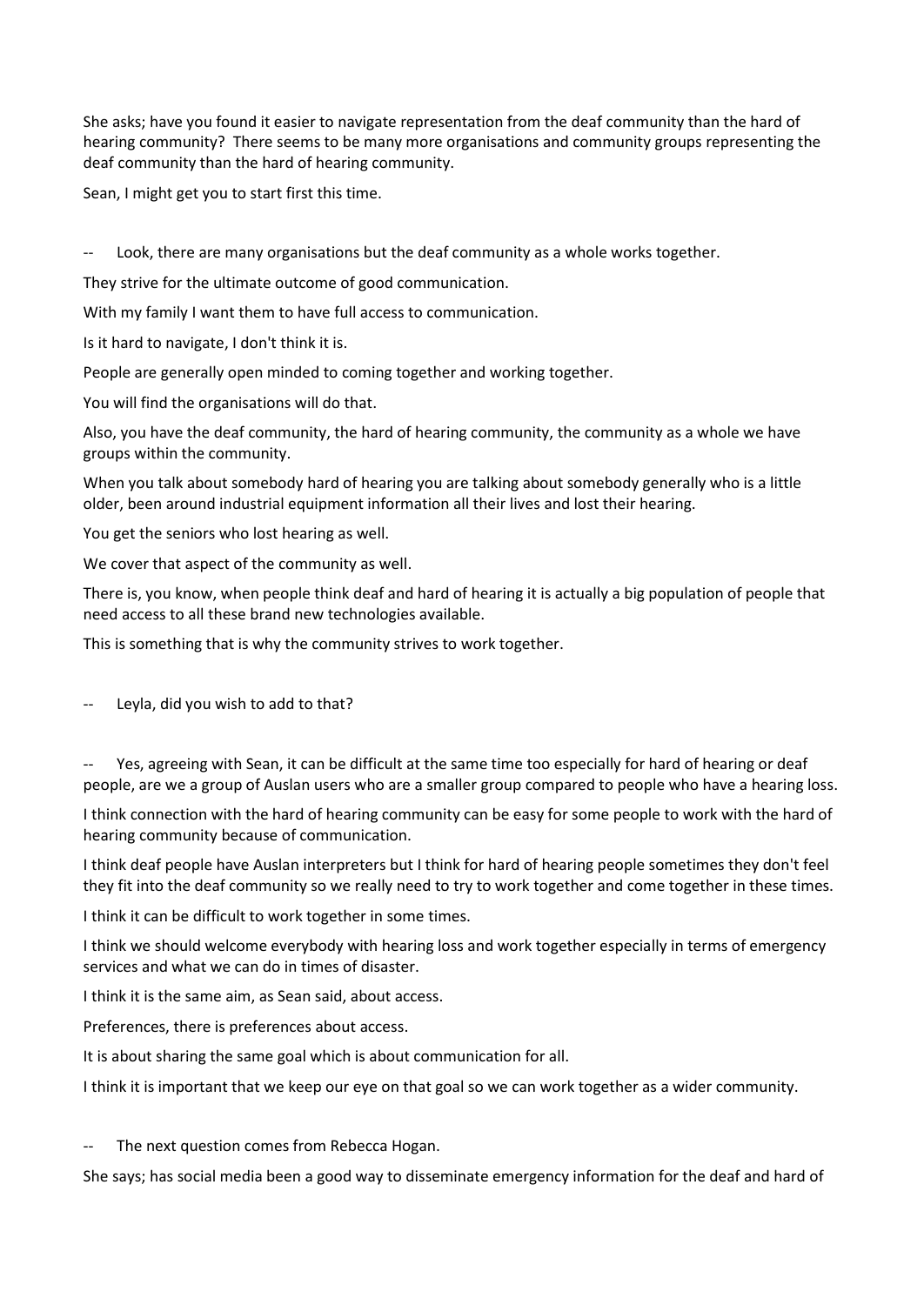She asks; have you found it easier to navigate representation from the deaf community than the hard of hearing community? There seems to be many more organisations and community groups representing the deaf community than the hard of hearing community.

Sean, I might get you to start first this time.

-- Look, there are many organisations but the deaf community as a whole works together.

They strive for the ultimate outcome of good communication.

With my family I want them to have full access to communication.

Is it hard to navigate, I don't think it is.

People are generally open minded to coming together and working together.

You will find the organisations will do that.

Also, you have the deaf community, the hard of hearing community, the community as a whole we have groups within the community.

When you talk about somebody hard of hearing you are talking about somebody generally who is a little older, been around industrial equipment information all their lives and lost their hearing.

You get the seniors who lost hearing as well.

We cover that aspect of the community as well.

There is, you know, when people think deaf and hard of hearing it is actually a big population of people that need access to all these brand new technologies available.

This is something that is why the community strives to work together.

-- Leyla, did you wish to add to that?

-- Yes, agreeing with Sean, it can be difficult at the same time too especially for hard of hearing or deaf people, are we a group of Auslan users who are a smaller group compared to people who have a hearing loss.

I think connection with the hard of hearing community can be easy for some people to work with the hard of hearing community because of communication.

I think deaf people have Auslan interpreters but I think for hard of hearing people sometimes they don't feel they fit into the deaf community so we really need to try to work together and come together in these times.

I think it can be difficult to work together in some times.

I think we should welcome everybody with hearing loss and work together especially in terms of emergency services and what we can do in times of disaster.

I think it is the same aim, as Sean said, about access.

Preferences, there is preferences about access.

It is about sharing the same goal which is about communication for all.

I think it is important that we keep our eye on that goal so we can work together as a wider community.

-- The next question comes from Rebecca Hogan.

She says; has social media been a good way to disseminate emergency information for the deaf and hard of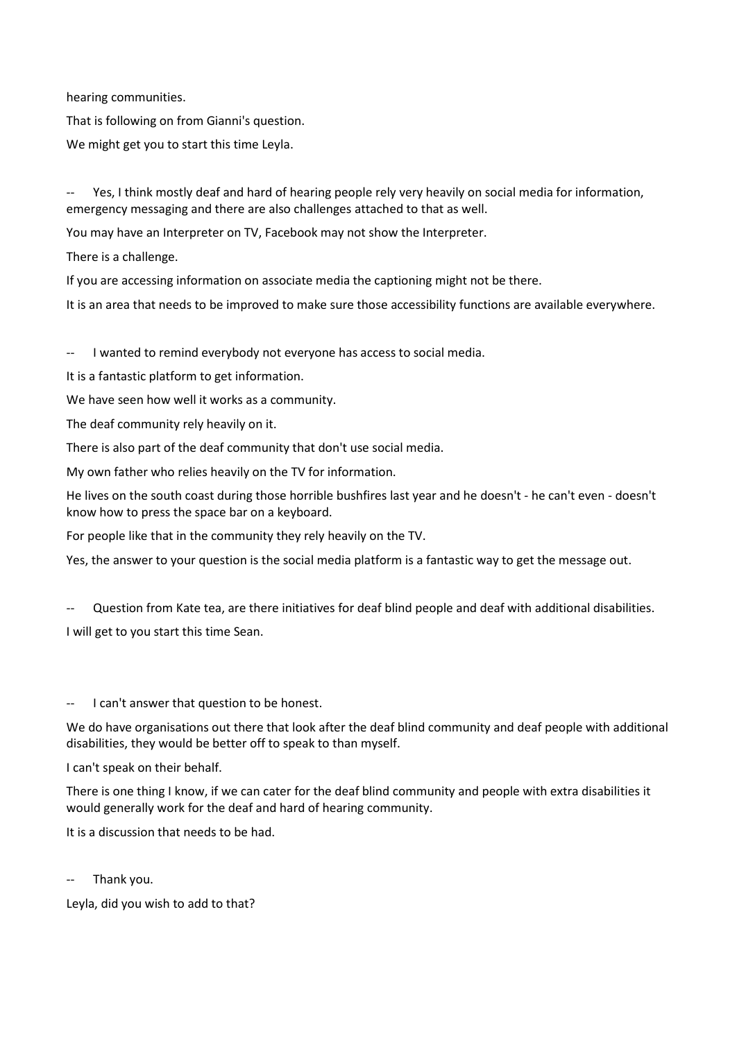hearing communities.

That is following on from Gianni's question.

We might get you to start this time Leyla.

-- Yes, I think mostly deaf and hard of hearing people rely very heavily on social media for information, emergency messaging and there are also challenges attached to that as well.

You may have an Interpreter on TV, Facebook may not show the Interpreter.

There is a challenge.

If you are accessing information on associate media the captioning might not be there.

It is an area that needs to be improved to make sure those accessibility functions are available everywhere.

-- I wanted to remind everybody not everyone has access to social media.

It is a fantastic platform to get information.

We have seen how well it works as a community.

The deaf community rely heavily on it.

There is also part of the deaf community that don't use social media.

My own father who relies heavily on the TV for information.

He lives on the south coast during those horrible bushfires last year and he doesn't - he can't even - doesn't know how to press the space bar on a keyboard.

For people like that in the community they rely heavily on the TV.

Yes, the answer to your question is the social media platform is a fantastic way to get the message out.

-- Question from Kate tea, are there initiatives for deaf blind people and deaf with additional disabilities.

I will get to you start this time Sean.

-- I can't answer that question to be honest.

We do have organisations out there that look after the deaf blind community and deaf people with additional disabilities, they would be better off to speak to than myself.

I can't speak on their behalf.

There is one thing I know, if we can cater for the deaf blind community and people with extra disabilities it would generally work for the deaf and hard of hearing community.

It is a discussion that needs to be had.

-- Thank you.

Leyla, did you wish to add to that?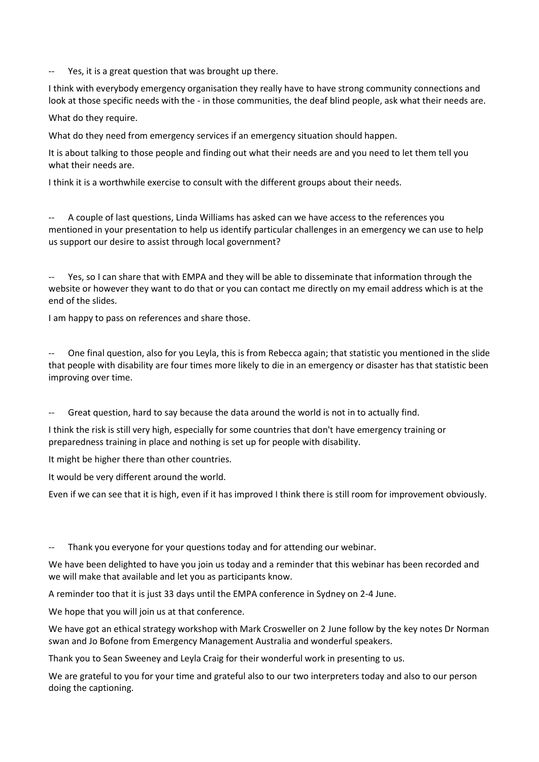-- Yes, it is a great question that was brought up there.

I think with everybody emergency organisation they really have to have strong community connections and look at those specific needs with the - in those communities, the deaf blind people, ask what their needs are.

What do they require.

What do they need from emergency services if an emergency situation should happen.

It is about talking to those people and finding out what their needs are and you need to let them tell you what their needs are.

I think it is a worthwhile exercise to consult with the different groups about their needs.

-- A couple of last questions, Linda Williams has asked can we have access to the references you mentioned in your presentation to help us identify particular challenges in an emergency we can use to help us support our desire to assist through local government?

-- Yes, so I can share that with EMPA and they will be able to disseminate that information through the website or however they want to do that or you can contact me directly on my email address which is at the end of the slides.

I am happy to pass on references and share those.

-- One final question, also for you Leyla, this is from Rebecca again; that statistic you mentioned in the slide that people with disability are four times more likely to die in an emergency or disaster has that statistic been improving over time.

-- Great question, hard to say because the data around the world is not in to actually find.

I think the risk is still very high, especially for some countries that don't have emergency training or preparedness training in place and nothing is set up for people with disability.

It might be higher there than other countries.

It would be very different around the world.

Even if we can see that it is high, even if it has improved I think there is still room for improvement obviously.

-- Thank you everyone for your questions today and for attending our webinar.

We have been delighted to have you join us today and a reminder that this webinar has been recorded and we will make that available and let you as participants know.

A reminder too that it is just 33 days until the EMPA conference in Sydney on 2-4 June.

We hope that you will join us at that conference.

We have got an ethical strategy workshop with Mark Crosweller on 2 June follow by the key notes Dr Norman swan and Jo Bofone from Emergency Management Australia and wonderful speakers.

Thank you to Sean Sweeney and Leyla Craig for their wonderful work in presenting to us.

We are grateful to you for your time and grateful also to our two interpreters today and also to our person doing the captioning.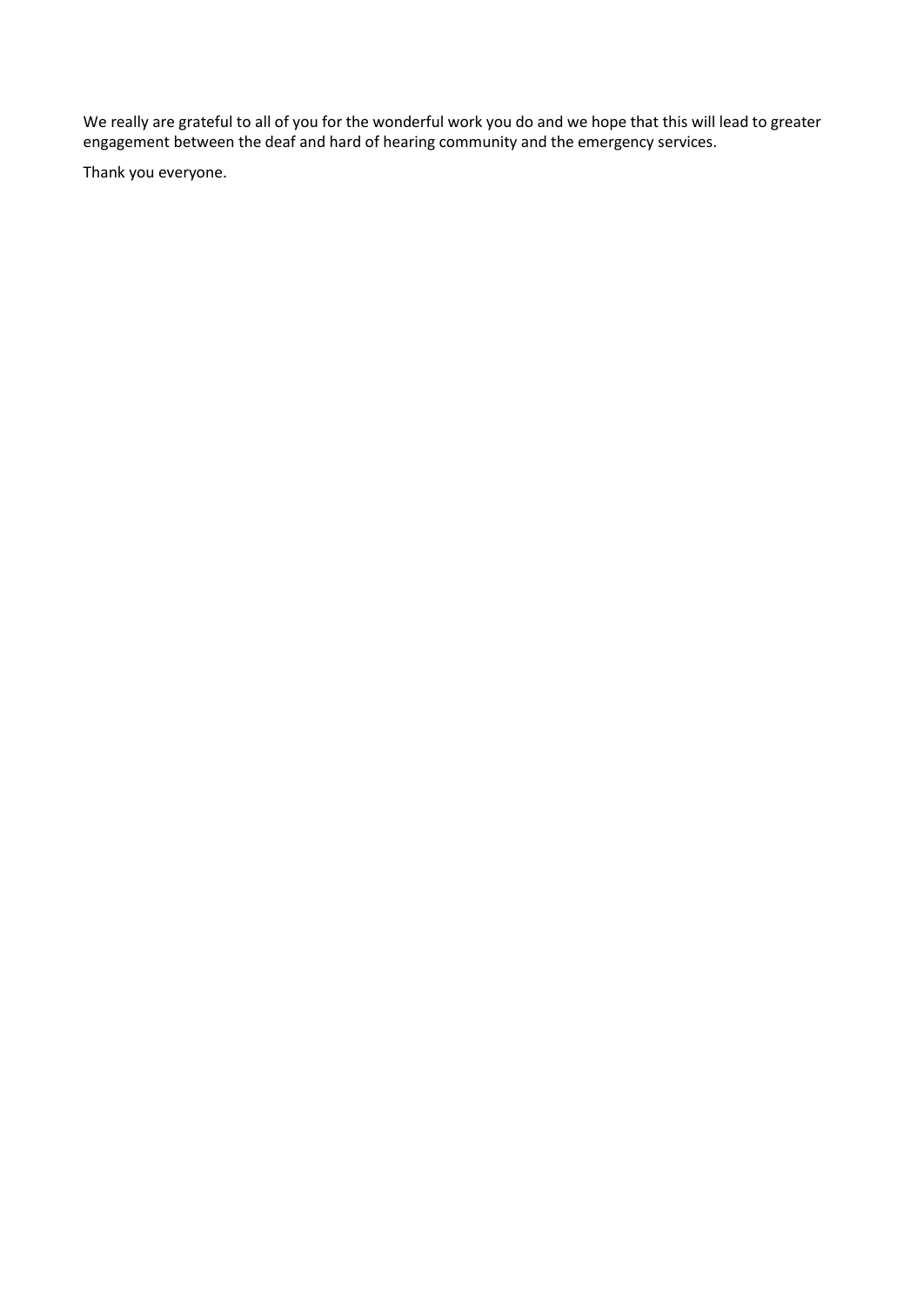We really are grateful to all of you for the wonderful work you do and we hope that this will lead to greater engagement between the deaf and hard of hearing community and the emergency services.

Thank you everyone.